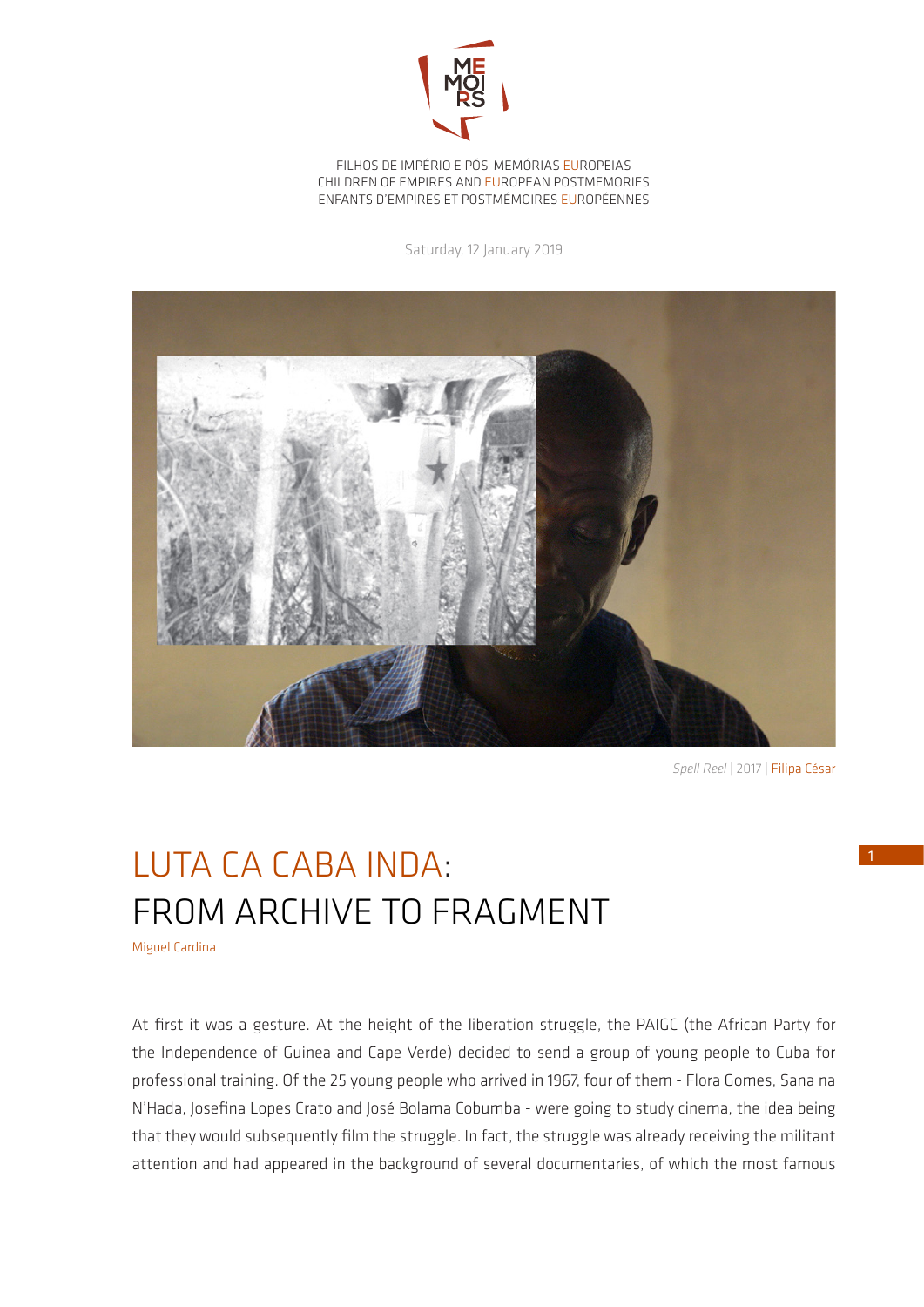MEMOIRS

FILHOS DE IMPÉRIO E PÓS-MEMÓRIAS EUROPEIAS
CHILDREN OF EMPIRES AND EUROPEAN POSTMEMORIES
ENFANTS D'EMPIRES ET POSTMÉMOIRES EUROPÉENNES

Saturday, 12 January 2019

*Spell Reel* | 2017 | Filipa César

# LUTA CA CABA INDA: FROM ARCHIVE TO FRAGMENT

Miguel Cardina

At first it was a gesture. At the height of the liberation struggle, the PAIGC (the African Party for the Independence of Guinea and Cape Verde) decided to send a group of young people to Cuba for professional training. Of the 25 young people who arrived in 1967, four of them - Flora Gomes, Sana na N'Hada, Josefina Lopes Crato and José Bolama Cobumba - were going to study cinema, the idea being that they would subsequently film the struggle. In fact, the struggle was already receiving the militant attention and had appeared in the background of several documentaries, of which the most famous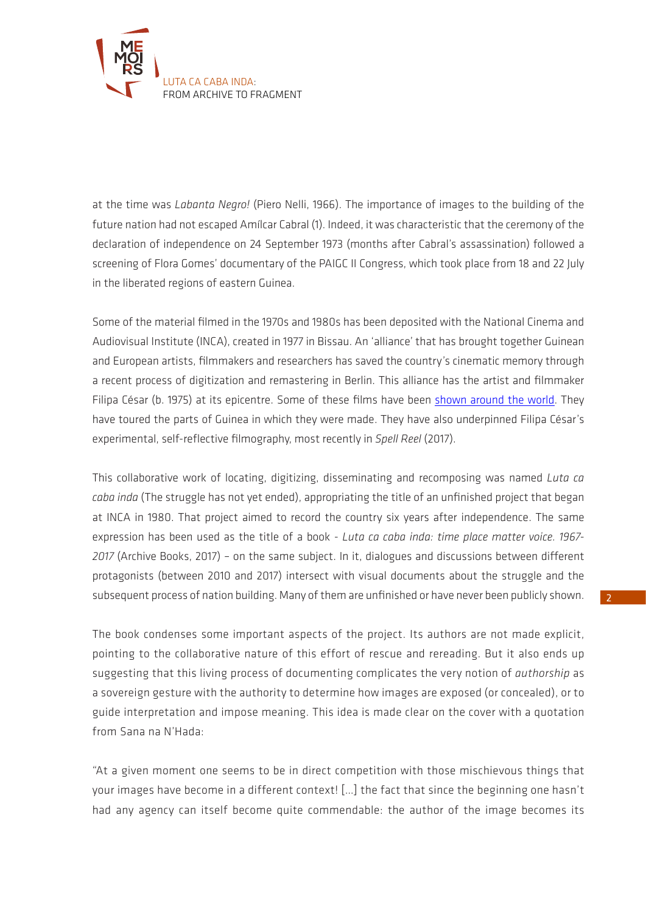at the time was *Labanta Negro!* (Piero Nelli, 1966). The importance of images to the building of the future nation had not escaped Amílcar Cabral (1). Indeed, it was characteristic that the ceremony of the declaration of independence on 24 September 1973 (months after Cabral's assassination) followed a screening of Flora Gomes' documentary of the PAIGC II Congress, which took place from 18 and 22 July in the liberated regions of eastern Guinea.

Some of the material filmed in the 1970s and 1980s has been deposited with the National Cinema and Audiovisual Institute (INCA), created in 1977 in Bissau. An 'alliance' that has brought together Guinean and European artists, filmmakers and researchers has saved the country's cinematic memory through a recent process of digitization and remastering in Berlin. This alliance has the artist and filmmaker Filipa César (b. 1975) at its epicentre. Some of these films have been shown around the world. They have toured the parts of Guinea in which they were made. They have also underpinned Filipa César's experimental, self-reflective filmography, most recently in *Spell Reel* (2017).

This collaborative work of locating, digitizing, disseminating and recomposing was named *Luta ca caba inda* (The struggle has not yet ended), appropriating the title of an unfinished project that began at INCA in 1980. That project aimed to record the country six years after independence. The same expression has been used as the title of a book - *Luta ca caba inda: time place matter voice. 1967-2017* (Archive Books, 2017) – on the same subject. In it, dialogues and discussions between different protagonists (between 2010 and 2017) intersect with visual documents about the struggle and the subsequent process of nation building. Many of them are unfinished or have never been publicly shown.

The book condenses some important aspects of the project. Its authors are not made explicit, pointing to the collaborative nature of this effort of rescue and rereading. But it also ends up suggesting that this living process of documenting complicates the very notion of *authorship* as a sovereign gesture with the authority to determine how images are exposed (or concealed), or to guide interpretation and impose meaning. This idea is made clear on the cover with a quotation from Sana na N'Hada:

"At a given moment one seems to be in direct competition with those mischievous things that your images have become in a different context! [...] the fact that since the beginning one hasn't had any agency can itself become quite commendable: the author of the image becomes its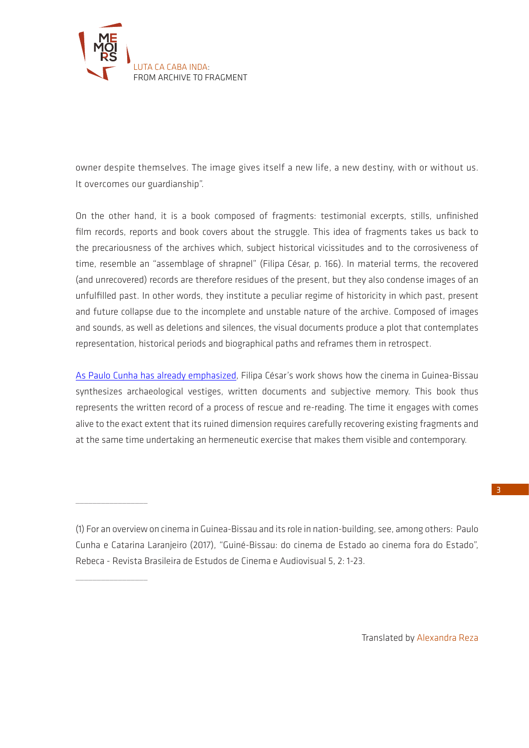owner despite themselves. The image gives itself a new life, a new destiny, with or without us. It overcomes our guardianship".

On the other hand, it is a book composed of fragments: testimonial excerpts, stills, unfinished film records, reports and book covers about the struggle. This idea of fragments takes us back to the precariousness of the archives which, subject historical vicissitudes and to the corrosiveness of time, resemble an "assemblage of shrapnel" (Filipa César, p. 166). In material terms, the recovered (and unrecovered) records are therefore residues of the present, but they also condense images of an unfulfilled past. In other words, they institute a peculiar regime of historicity in which past, present and future collapse due to the incomplete and unstable nature of the archive. Composed of images and sounds, as well as deletions and silences, the visual documents produce a plot that contemplates representation, historical periods and biographical paths and reframes them in retrospect.

As Paulo Cunha has already emphasized, Filipa César's work shows how the cinema in Guinea-Bissau synthesizes archaeological vestiges, written documents and subjective memory. This book thus represents the written record of a process of rescue and re-reading. The time it engages with comes alive to the exact extent that its ruined dimension requires carefully recovering existing fragments and at the same time undertaking an hermeneutic exercise that makes them visible and contemporary.

---

(1) For an overview on cinema in Guinea-Bissau and its role in nation-building, see, among others: Paulo Cunha e Catarina Laranjeiro (2017), "Guiné-Bissau: do cinema de Estado ao cinema fora do Estado", Rebeca - Revista Brasileira de Estudos de Cinema e Audiovisual 5, 2: 1-23.

---

Translated by Alexandra Reza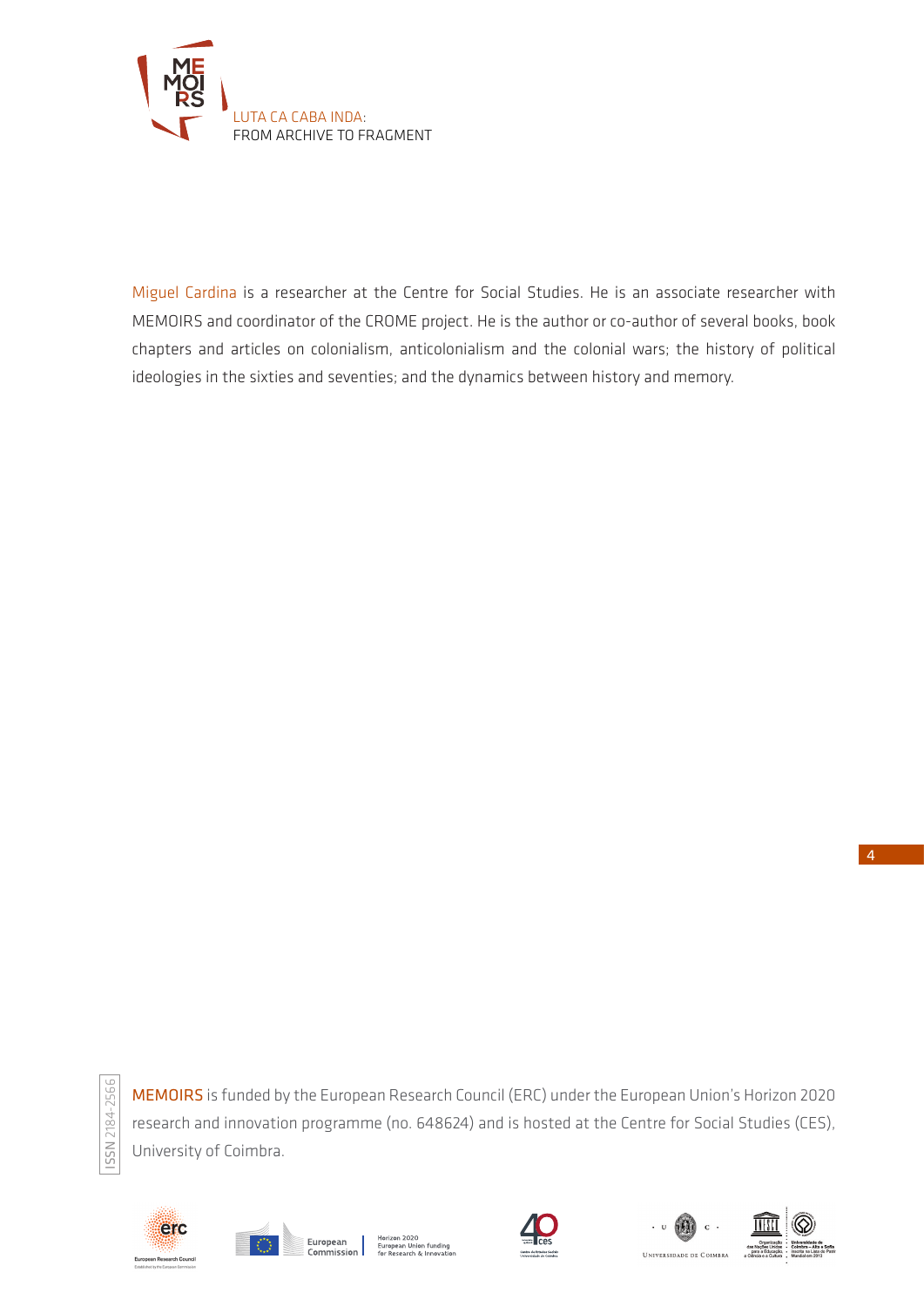Miguel Cardina is a researcher at the Centre for Social Studies. He is an associate researcher with MEMOIRS and coordinator of the CROME project. He is the author or co-author of several books, book chapters and articles on colonialism, anticolonialism and the colonial wars; the history of political ideologies in the sixties and seventies; and the dynamics between history and memory.

MEMOIRS is funded by the European Research Council (ERC) under the European Union's Horizon 2020 research and innovation programme (no. 648624) and is hosted at the Centre for Social Studies (CES), University of Coimbra.